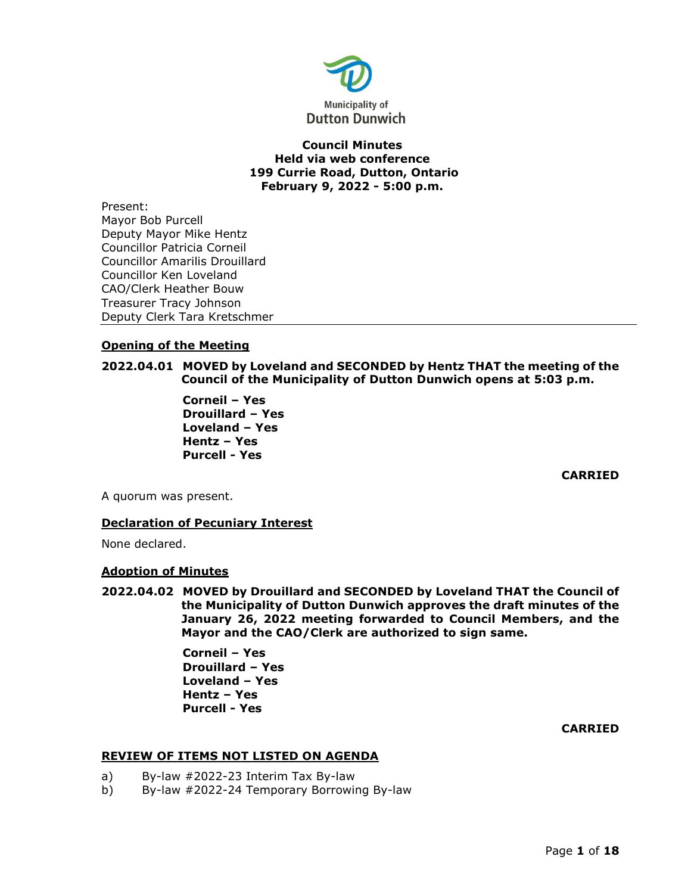Municipality of
Dutton Dunwich

**Council Minutes**
**Held via web conference**
**199 Currie Road, Dutton, Ontario**
**February 9, 2022 - 5:00 p.m.**

Present:
Mayor Bob Purcell
Deputy Mayor Mike Hentz
Councillor Patricia Corneil
Councillor Amarilis Drouillard
Councillor Ken Loveland
CAO/Clerk Heather Bouw
Treasurer Tracy Johnson
Deputy Clerk Tara Kretschmer

---

**Opening of the Meeting**

**2022.04.01 MOVED by Loveland and SECONDED by Hentz THAT the meeting of the Council of the Municipality of Dutton Dunwich opens at 5:03 p.m.**

**Corneil – Yes**
**Drouillard – Yes**
**Loveland – Yes**
**Hentz – Yes**
**Purcell - Yes**

**CARRIED**

A quorum was present.

**Declaration of Pecuniary Interest**

None declared.

**Adoption of Minutes**

**2022.04.02 MOVED by Drouillard and SECONDED by Loveland THAT the Council of the Municipality of Dutton Dunwich approves the draft minutes of the January 26, 2022 meeting forwarded to Council Members, and the Mayor and the CAO/Clerk are authorized to sign same.**

**Corneil – Yes**
**Drouillard – Yes**
**Loveland – Yes**
**Hentz – Yes**
**Purcell - Yes**

**CARRIED**

**REVIEW OF ITEMS NOT LISTED ON AGENDA**

a) By-law #2022-23 Interim Tax By-law
b) By-law #2022-24 Temporary Borrowing By-law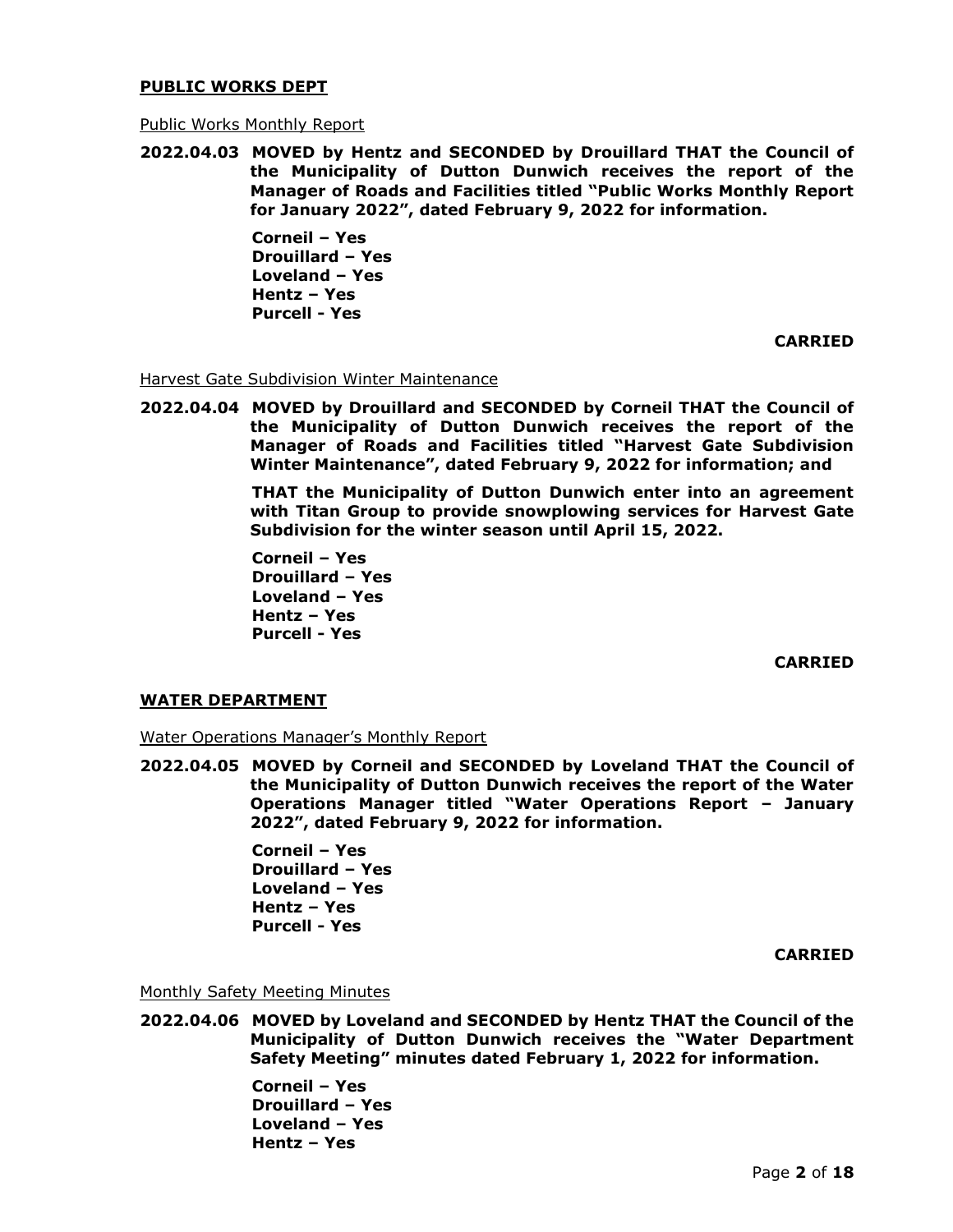**PUBLIC WORKS DEPT**

Public Works Monthly Report

**2022.04.03 MOVED by Hentz and SECONDED by Drouillard THAT the Council of the Municipality of Dutton Dunwich receives the report of the Manager of Roads and Facilities titled "Public Works Monthly Report for January 2022", dated February 9, 2022 for information.**

**Corneil – Yes**
**Drouillard – Yes**
**Loveland – Yes**
**Hentz – Yes**
**Purcell - Yes**

**CARRIED**

Harvest Gate Subdivision Winter Maintenance

**2022.04.04 MOVED by Drouillard and SECONDED by Corneil THAT the Council of the Municipality of Dutton Dunwich receives the report of the Manager of Roads and Facilities titled "Harvest Gate Subdivision Winter Maintenance", dated February 9, 2022 for information; and**

**THAT the Municipality of Dutton Dunwich enter into an agreement with Titan Group to provide snowplowing services for Harvest Gate Subdivision for the winter season until April 15, 2022.**

**Corneil – Yes**
**Drouillard – Yes**
**Loveland – Yes**
**Hentz – Yes**
**Purcell - Yes**

**CARRIED**

**WATER DEPARTMENT**

Water Operations Manager's Monthly Report

**2022.04.05 MOVED by Corneil and SECONDED by Loveland THAT the Council of the Municipality of Dutton Dunwich receives the report of the Water Operations Manager titled "Water Operations Report – January 2022", dated February 9, 2022 for information.**

**Corneil – Yes**
**Drouillard – Yes**
**Loveland – Yes**
**Hentz – Yes**
**Purcell - Yes**

**CARRIED**

Monthly Safety Meeting Minutes

**2022.04.06 MOVED by Loveland and SECONDED by Hentz THAT the Council of the Municipality of Dutton Dunwich receives the "Water Department Safety Meeting" minutes dated February 1, 2022 for information.**

**Corneil – Yes**
**Drouillard – Yes**
**Loveland – Yes**
**Hentz – Yes**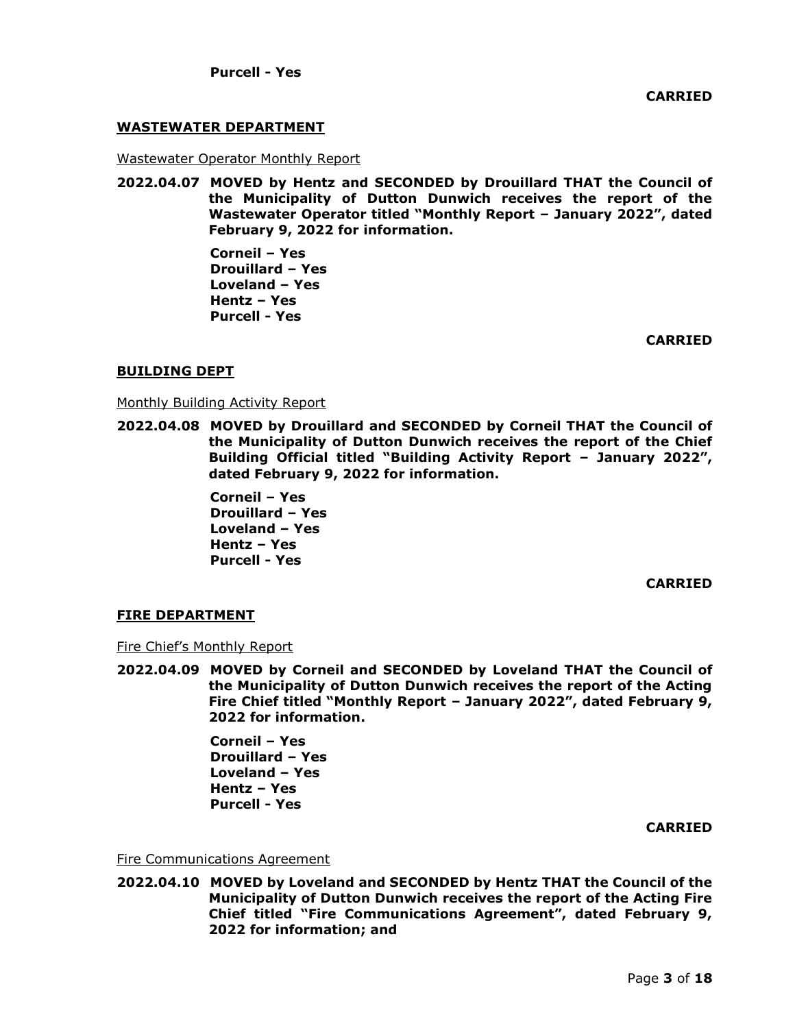**Purcell - Yes**

**CARRIED**

## WASTEWATER DEPARTMENT

Wastewater Operator Monthly Report

**2022.04.07 MOVED by Hentz and SECONDED by Drouillard THAT the Council of the Municipality of Dutton Dunwich receives the report of the Wastewater Operator titled "Monthly Report – January 2022", dated February 9, 2022 for information.**

**Corneil – Yes**
**Drouillard – Yes**
**Loveland – Yes**
**Hentz – Yes**
**Purcell - Yes**

**CARRIED**

## BUILDING DEPT

Monthly Building Activity Report

**2022.04.08 MOVED by Drouillard and SECONDED by Corneil THAT the Council of the Municipality of Dutton Dunwich receives the report of the Chief Building Official titled "Building Activity Report – January 2022", dated February 9, 2022 for information.**

**Corneil – Yes**
**Drouillard – Yes**
**Loveland – Yes**
**Hentz – Yes**
**Purcell - Yes**

**CARRIED**

## FIRE DEPARTMENT

Fire Chief's Monthly Report

**2022.04.09 MOVED by Corneil and SECONDED by Loveland THAT the Council of the Municipality of Dutton Dunwich receives the report of the Acting Fire Chief titled "Monthly Report – January 2022", dated February 9, 2022 for information.**

**Corneil – Yes**
**Drouillard – Yes**
**Loveland – Yes**
**Hentz – Yes**
**Purcell - Yes**

**CARRIED**

Fire Communications Agreement

**2022.04.10 MOVED by Loveland and SECONDED by Hentz THAT the Council of the Municipality of Dutton Dunwich receives the report of the Acting Fire Chief titled "Fire Communications Agreement", dated February 9, 2022 for information; and**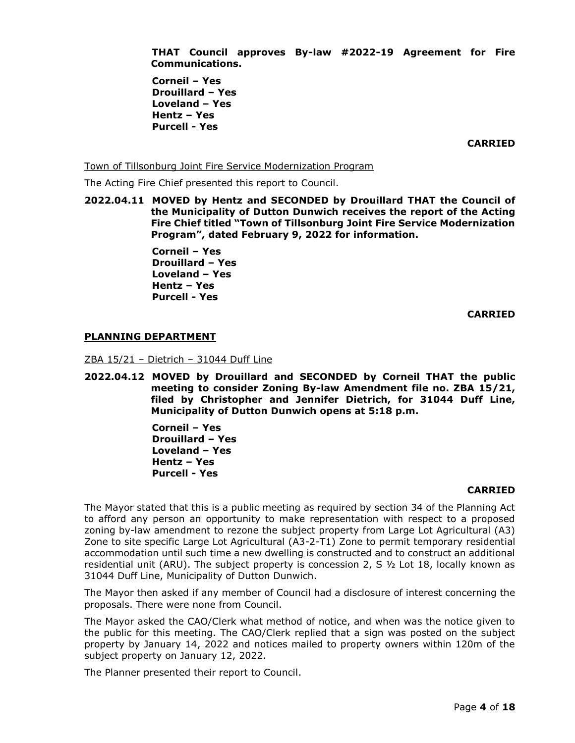**THAT Council approves By-law #2022-19 Agreement for Fire Communications.**

**Corneil – Yes**
**Drouillard – Yes**
**Loveland – Yes**
**Hentz – Yes**
**Purcell - Yes**

**CARRIED**

Town of Tillsonburg Joint Fire Service Modernization Program

The Acting Fire Chief presented this report to Council.

**2022.04.11 MOVED by Hentz and SECONDED by Drouillard THAT the Council of the Municipality of Dutton Dunwich receives the report of the Acting Fire Chief titled "Town of Tillsonburg Joint Fire Service Modernization Program", dated February 9, 2022 for information.**

**Corneil – Yes**
**Drouillard – Yes**
**Loveland – Yes**
**Hentz – Yes**
**Purcell - Yes**

**CARRIED**

## PLANNING DEPARTMENT

ZBA 15/21 – Dietrich – 31044 Duff Line

**2022.04.12 MOVED by Drouillard and SECONDED by Corneil THAT the public meeting to consider Zoning By-law Amendment file no. ZBA 15/21, filed by Christopher and Jennifer Dietrich, for 31044 Duff Line, Municipality of Dutton Dunwich opens at 5:18 p.m.**

**Corneil – Yes**
**Drouillard – Yes**
**Loveland – Yes**
**Hentz – Yes**
**Purcell - Yes**

**CARRIED**

The Mayor stated that this is a public meeting as required by section 34 of the Planning Act to afford any person an opportunity to make representation with respect to a proposed zoning by-law amendment to rezone the subject property from Large Lot Agricultural (A3) Zone to site specific Large Lot Agricultural (A3-2-T1) Zone to permit temporary residential accommodation until such time a new dwelling is constructed and to construct an additional residential unit (ARU). The subject property is concession 2, S ½ Lot 18, locally known as 31044 Duff Line, Municipality of Dutton Dunwich.

The Mayor then asked if any member of Council had a disclosure of interest concerning the proposals. There were none from Council.

The Mayor asked the CAO/Clerk what method of notice, and when was the notice given to the public for this meeting. The CAO/Clerk replied that a sign was posted on the subject property by January 14, 2022 and notices mailed to property owners within 120m of the subject property on January 12, 2022.

The Planner presented their report to Council.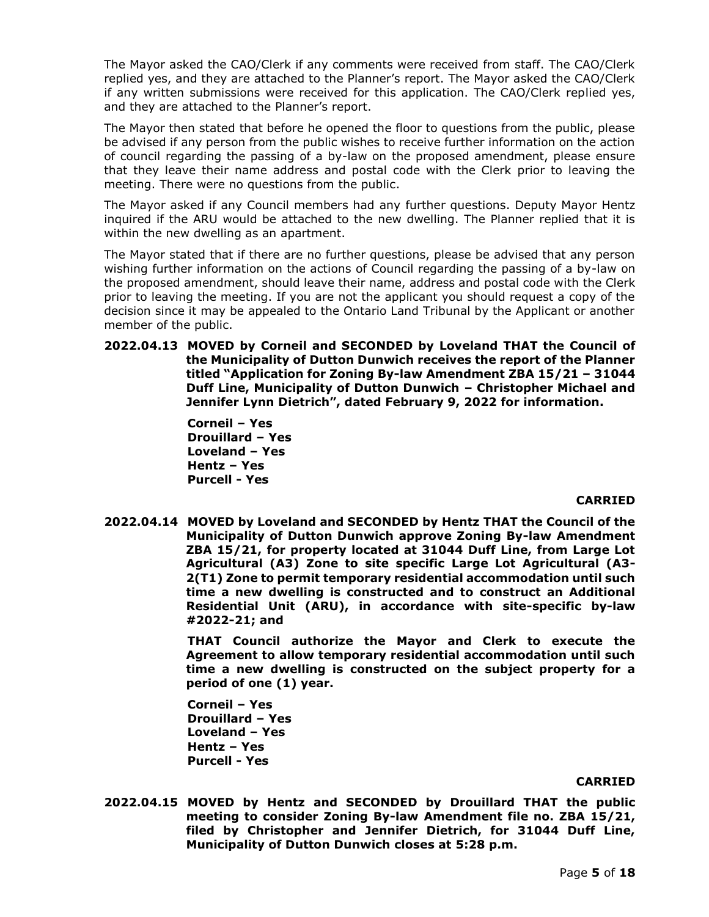The Mayor asked the CAO/Clerk if any comments were received from staff. The CAO/Clerk replied yes, and they are attached to the Planner's report. The Mayor asked the CAO/Clerk if any written submissions were received for this application. The CAO/Clerk replied yes, and they are attached to the Planner's report.

The Mayor then stated that before he opened the floor to questions from the public, please be advised if any person from the public wishes to receive further information on the action of council regarding the passing of a by-law on the proposed amendment, please ensure that they leave their name address and postal code with the Clerk prior to leaving the meeting. There were no questions from the public.

The Mayor asked if any Council members had any further questions. Deputy Mayor Hentz inquired if the ARU would be attached to the new dwelling. The Planner replied that it is within the new dwelling as an apartment.

The Mayor stated that if there are no further questions, please be advised that any person wishing further information on the actions of Council regarding the passing of a by-law on the proposed amendment, should leave their name, address and postal code with the Clerk prior to leaving the meeting. If you are not the applicant you should request a copy of the decision since it may be appealed to the Ontario Land Tribunal by the Applicant or another member of the public.

**2022.04.13 MOVED by Corneil and SECONDED by Loveland THAT the Council of the Municipality of Dutton Dunwich receives the report of the Planner titled "Application for Zoning By-law Amendment ZBA 15/21 – 31044 Duff Line, Municipality of Dutton Dunwich – Christopher Michael and Jennifer Lynn Dietrich", dated February 9, 2022 for information.**

**Corneil – Yes**
**Drouillard – Yes**
**Loveland – Yes**
**Hentz – Yes**
**Purcell - Yes**

**CARRIED**

**2022.04.14 MOVED by Loveland and SECONDED by Hentz THAT the Council of the Municipality of Dutton Dunwich approve Zoning By-law Amendment ZBA 15/21, for property located at 31044 Duff Line, from Large Lot Agricultural (A3) Zone to site specific Large Lot Agricultural (A3-2(T1) Zone to permit temporary residential accommodation until such time a new dwelling is constructed and to construct an Additional Residential Unit (ARU), in accordance with site-specific by-law #2022-21; and**

**THAT Council authorize the Mayor and Clerk to execute the Agreement to allow temporary residential accommodation until such time a new dwelling is constructed on the subject property for a period of one (1) year.**

**Corneil – Yes**
**Drouillard – Yes**
**Loveland – Yes**
**Hentz – Yes**
**Purcell - Yes**

**CARRIED**

**2022.04.15 MOVED by Hentz and SECONDED by Drouillard THAT the public meeting to consider Zoning By-law Amendment file no. ZBA 15/21, filed by Christopher and Jennifer Dietrich, for 31044 Duff Line, Municipality of Dutton Dunwich closes at 5:28 p.m.**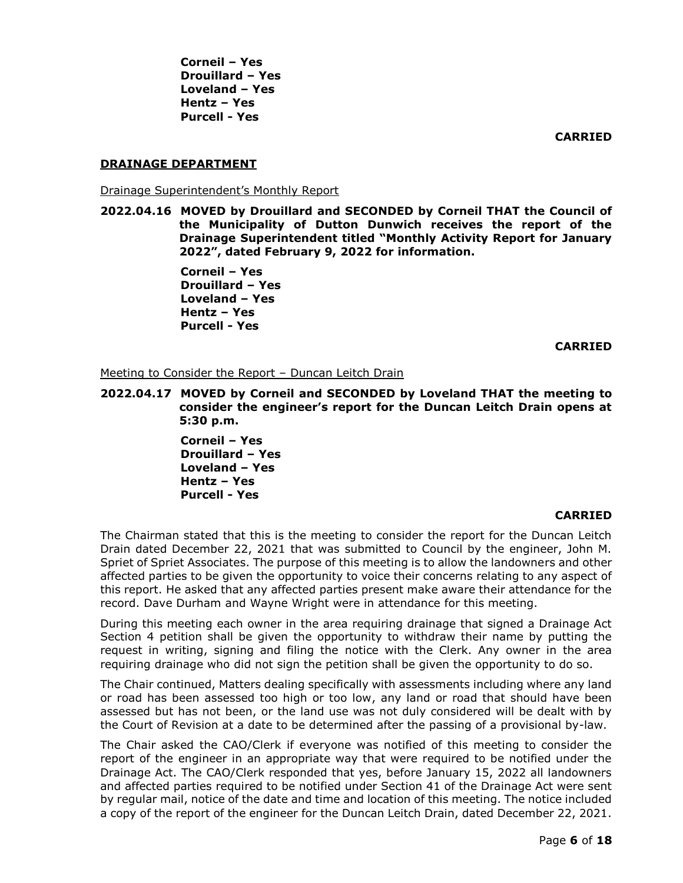**Corneil – Yes**
**Drouillard – Yes**
**Loveland – Yes**
**Hentz – Yes**
**Purcell - Yes**

**CARRIED**

## DRAINAGE DEPARTMENT

Drainage Superintendent's Monthly Report

**2022.04.16 MOVED by Drouillard and SECONDED by Corneil THAT the Council of the Municipality of Dutton Dunwich receives the report of the Drainage Superintendent titled "Monthly Activity Report for January 2022", dated February 9, 2022 for information.**

**Corneil – Yes**
**Drouillard – Yes**
**Loveland – Yes**
**Hentz – Yes**
**Purcell - Yes**

**CARRIED**

Meeting to Consider the Report – Duncan Leitch Drain

**2022.04.17 MOVED by Corneil and SECONDED by Loveland THAT the meeting to consider the engineer's report for the Duncan Leitch Drain opens at 5:30 p.m.**

**Corneil – Yes**
**Drouillard – Yes**
**Loveland – Yes**
**Hentz – Yes**
**Purcell - Yes**

**CARRIED**

The Chairman stated that this is the meeting to consider the report for the Duncan Leitch Drain dated December 22, 2021 that was submitted to Council by the engineer, John M. Spriet of Spriet Associates. The purpose of this meeting is to allow the landowners and other affected parties to be given the opportunity to voice their concerns relating to any aspect of this report. He asked that any affected parties present make aware their attendance for the record. Dave Durham and Wayne Wright were in attendance for this meeting.

During this meeting each owner in the area requiring drainage that signed a Drainage Act Section 4 petition shall be given the opportunity to withdraw their name by putting the request in writing, signing and filing the notice with the Clerk. Any owner in the area requiring drainage who did not sign the petition shall be given the opportunity to do so.

The Chair continued, Matters dealing specifically with assessments including where any land or road has been assessed too high or too low, any land or road that should have been assessed but has not been, or the land use was not duly considered will be dealt with by the Court of Revision at a date to be determined after the passing of a provisional by-law.

The Chair asked the CAO/Clerk if everyone was notified of this meeting to consider the report of the engineer in an appropriate way that were required to be notified under the Drainage Act. The CAO/Clerk responded that yes, before January 15, 2022 all landowners and affected parties required to be notified under Section 41 of the Drainage Act were sent by regular mail, notice of the date and time and location of this meeting. The notice included a copy of the report of the engineer for the Duncan Leitch Drain, dated December 22, 2021.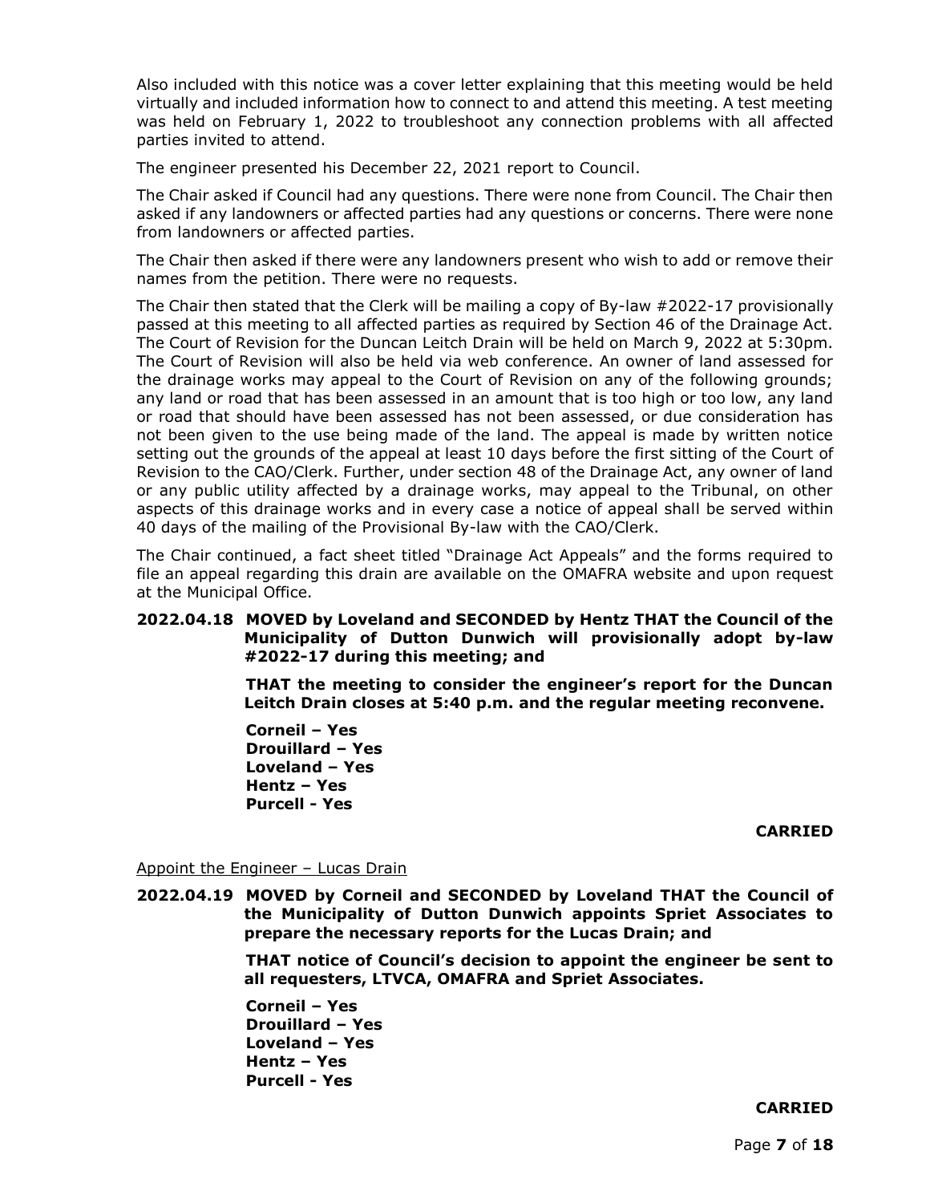Also included with this notice was a cover letter explaining that this meeting would be held virtually and included information how to connect to and attend this meeting. A test meeting was held on February 1, 2022 to troubleshoot any connection problems with all affected parties invited to attend.

The engineer presented his December 22, 2021 report to Council.

The Chair asked if Council had any questions. There were none from Council. The Chair then asked if any landowners or affected parties had any questions or concerns. There were none from landowners or affected parties.

The Chair then asked if there were any landowners present who wish to add or remove their names from the petition. There were no requests.

The Chair then stated that the Clerk will be mailing a copy of By-law #2022-17 provisionally passed at this meeting to all affected parties as required by Section 46 of the Drainage Act. The Court of Revision for the Duncan Leitch Drain will be held on March 9, 2022 at 5:30pm. The Court of Revision will also be held via web conference. An owner of land assessed for the drainage works may appeal to the Court of Revision on any of the following grounds; any land or road that has been assessed in an amount that is too high or too low, any land or road that should have been assessed has not been assessed, or due consideration has not been given to the use being made of the land. The appeal is made by written notice setting out the grounds of the appeal at least 10 days before the first sitting of the Court of Revision to the CAO/Clerk. Further, under section 48 of the Drainage Act, any owner of land or any public utility affected by a drainage works, may appeal to the Tribunal, on other aspects of this drainage works and in every case a notice of appeal shall be served within 40 days of the mailing of the Provisional By-law with the CAO/Clerk.

The Chair continued, a fact sheet titled "Drainage Act Appeals" and the forms required to file an appeal regarding this drain are available on the OMAFRA website and upon request at the Municipal Office.

**2022.04.18 MOVED by Loveland and SECONDED by Hentz THAT the Council of the Municipality of Dutton Dunwich will provisionally adopt by-law #2022-17 during this meeting; and**

**THAT the meeting to consider the engineer's report for the Duncan Leitch Drain closes at 5:40 p.m. and the regular meeting reconvene.**

**Corneil – Yes**
**Drouillard – Yes**
**Loveland – Yes**
**Hentz – Yes**
**Purcell - Yes**

**CARRIED**

Appoint the Engineer – Lucas Drain

**2022.04.19 MOVED by Corneil and SECONDED by Loveland THAT the Council of the Municipality of Dutton Dunwich appoints Spriet Associates to prepare the necessary reports for the Lucas Drain; and**

**THAT notice of Council's decision to appoint the engineer be sent to all requesters, LTVCA, OMAFRA and Spriet Associates.**

**Corneil – Yes**
**Drouillard – Yes**
**Loveland – Yes**
**Hentz – Yes**
**Purcell - Yes**

**CARRIED**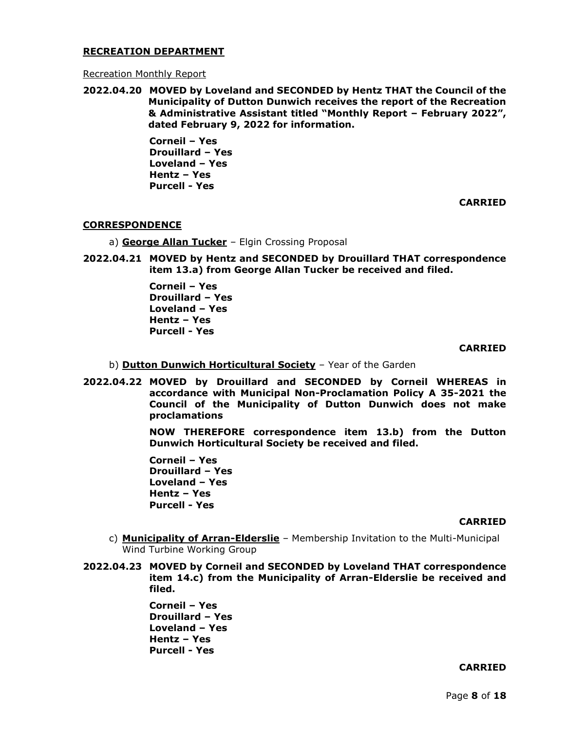**RECREATION DEPARTMENT**

Recreation Monthly Report

**2022.04.20 MOVED by Loveland and SECONDED by Hentz THAT the Council of the Municipality of Dutton Dunwich receives the report of the Recreation & Administrative Assistant titled "Monthly Report – February 2022", dated February 9, 2022 for information.**

**Corneil – Yes**
**Drouillard – Yes**
**Loveland – Yes**
**Hentz – Yes**
**Purcell - Yes**

**CARRIED**

**CORRESPONDENCE**

a) **George Allan Tucker** – Elgin Crossing Proposal

**2022.04.21 MOVED by Hentz and SECONDED by Drouillard THAT correspondence item 13.a) from George Allan Tucker be received and filed.**

**Corneil – Yes**
**Drouillard – Yes**
**Loveland – Yes**
**Hentz – Yes**
**Purcell - Yes**

**CARRIED**

b) **Dutton Dunwich Horticultural Society** – Year of the Garden

**2022.04.22 MOVED by Drouillard and SECONDED by Corneil WHEREAS in accordance with Municipal Non-Proclamation Policy A 35-2021 the Council of the Municipality of Dutton Dunwich does not make proclamations**

**NOW THEREFORE correspondence item 13.b) from the Dutton Dunwich Horticultural Society be received and filed.**

**Corneil – Yes**
**Drouillard – Yes**
**Loveland – Yes**
**Hentz – Yes**
**Purcell - Yes**

**CARRIED**

c) **Municipality of Arran-Elderslie** – Membership Invitation to the Multi-Municipal Wind Turbine Working Group

**2022.04.23 MOVED by Corneil and SECONDED by Loveland THAT correspondence item 14.c) from the Municipality of Arran-Elderslie be received and filed.**

**Corneil – Yes**
**Drouillard – Yes**
**Loveland – Yes**
**Hentz – Yes**
**Purcell - Yes**

**CARRIED**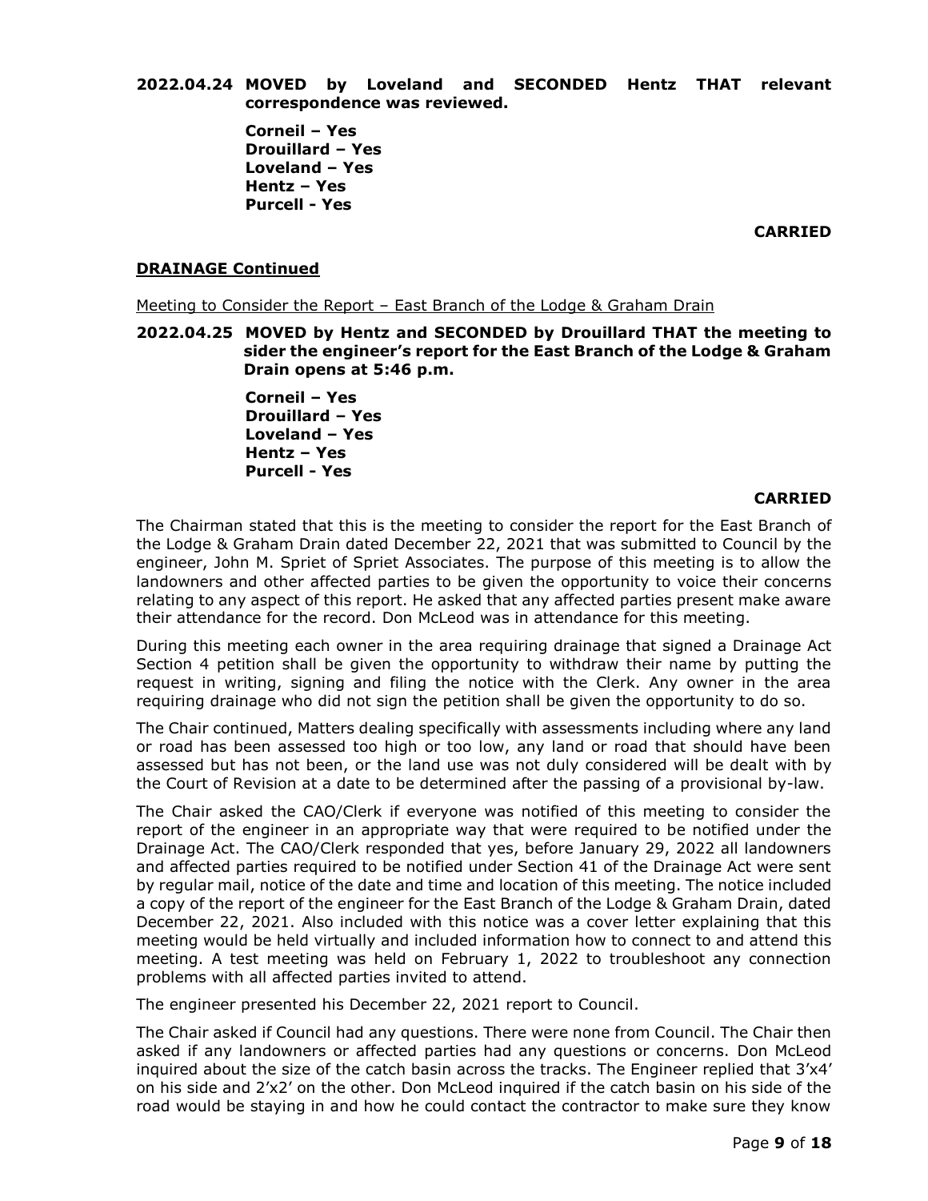**2022.04.24 MOVED by Loveland and SECONDED Hentz THAT relevant correspondence was reviewed.**

**Corneil – Yes**
**Drouillard – Yes**
**Loveland – Yes**
**Hentz – Yes**
**Purcell - Yes**

**CARRIED**

**DRAINAGE Continued**

Meeting to Consider the Report – East Branch of the Lodge & Graham Drain

**2022.04.25 MOVED by Hentz and SECONDED by Drouillard THAT the meeting to sider the engineer's report for the East Branch of the Lodge & Graham Drain opens at 5:46 p.m.**

**Corneil – Yes**
**Drouillard – Yes**
**Loveland – Yes**
**Hentz – Yes**
**Purcell - Yes**

**CARRIED**

The Chairman stated that this is the meeting to consider the report for the East Branch of the Lodge & Graham Drain dated December 22, 2021 that was submitted to Council by the engineer, John M. Spriet of Spriet Associates. The purpose of this meeting is to allow the landowners and other affected parties to be given the opportunity to voice their concerns relating to any aspect of this report. He asked that any affected parties present make aware their attendance for the record. Don McLeod was in attendance for this meeting.

During this meeting each owner in the area requiring drainage that signed a Drainage Act Section 4 petition shall be given the opportunity to withdraw their name by putting the request in writing, signing and filing the notice with the Clerk. Any owner in the area requiring drainage who did not sign the petition shall be given the opportunity to do so.

The Chair continued, Matters dealing specifically with assessments including where any land or road has been assessed too high or too low, any land or road that should have been assessed but has not been, or the land use was not duly considered will be dealt with by the Court of Revision at a date to be determined after the passing of a provisional by-law.

The Chair asked the CAO/Clerk if everyone was notified of this meeting to consider the report of the engineer in an appropriate way that were required to be notified under the Drainage Act. The CAO/Clerk responded that yes, before January 29, 2022 all landowners and affected parties required to be notified under Section 41 of the Drainage Act were sent by regular mail, notice of the date and time and location of this meeting. The notice included a copy of the report of the engineer for the East Branch of the Lodge & Graham Drain, dated December 22, 2021. Also included with this notice was a cover letter explaining that this meeting would be held virtually and included information how to connect to and attend this meeting. A test meeting was held on February 1, 2022 to troubleshoot any connection problems with all affected parties invited to attend.

The engineer presented his December 22, 2021 report to Council.

The Chair asked if Council had any questions. There were none from Council. The Chair then asked if any landowners or affected parties had any questions or concerns. Don McLeod inquired about the size of the catch basin across the tracks. The Engineer replied that 3'x4' on his side and 2'x2' on the other. Don McLeod inquired if the catch basin on his side of the road would be staying in and how he could contact the contractor to make sure they know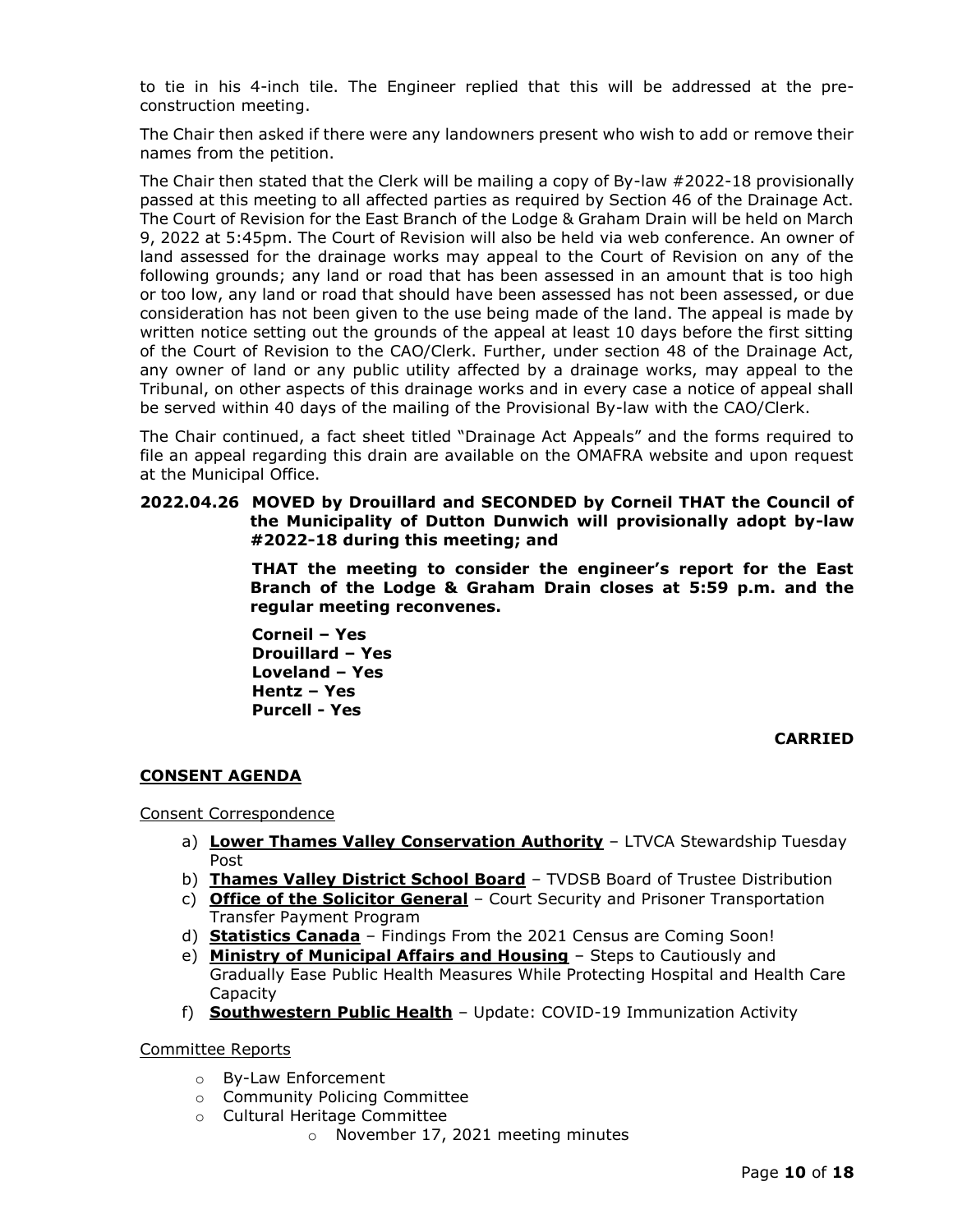to tie in his 4-inch tile. The Engineer replied that this will be addressed at the pre-construction meeting.

The Chair then asked if there were any landowners present who wish to add or remove their names from the petition.

The Chair then stated that the Clerk will be mailing a copy of By-law #2022-18 provisionally passed at this meeting to all affected parties as required by Section 46 of the Drainage Act. The Court of Revision for the East Branch of the Lodge & Graham Drain will be held on March 9, 2022 at 5:45pm. The Court of Revision will also be held via web conference. An owner of land assessed for the drainage works may appeal to the Court of Revision on any of the following grounds; any land or road that has been assessed in an amount that is too high or too low, any land or road that should have been assessed has not been assessed, or due consideration has not been given to the use being made of the land. The appeal is made by written notice setting out the grounds of the appeal at least 10 days before the first sitting of the Court of Revision to the CAO/Clerk. Further, under section 48 of the Drainage Act, any owner of land or any public utility affected by a drainage works, may appeal to the Tribunal, on other aspects of this drainage works and in every case a notice of appeal shall be served within 40 days of the mailing of the Provisional By-law with the CAO/Clerk.

The Chair continued, a fact sheet titled "Drainage Act Appeals" and the forms required to file an appeal regarding this drain are available on the OMAFRA website and upon request at the Municipal Office.

**2022.04.26 MOVED by Drouillard and SECONDED by Corneil THAT the Council of the Municipality of Dutton Dunwich will provisionally adopt by-law #2022-18 during this meeting; and**

**THAT the meeting to consider the engineer's report for the East Branch of the Lodge & Graham Drain closes at 5:59 p.m. and the regular meeting reconvenes.**

**Corneil – Yes**
**Drouillard – Yes**
**Loveland – Yes**
**Hentz – Yes**
**Purcell - Yes**

**CARRIED**

## CONSENT AGENDA

Consent Correspondence

a) **Lower Thames Valley Conservation Authority** – LTVCA Stewardship Tuesday Post
b) **Thames Valley District School Board** – TVDSB Board of Trustee Distribution
c) **Office of the Solicitor General** – Court Security and Prisoner Transportation Transfer Payment Program
d) **Statistics Canada** – Findings From the 2021 Census are Coming Soon!
e) **Ministry of Municipal Affairs and Housing** – Steps to Cautiously and Gradually Ease Public Health Measures While Protecting Hospital and Health Care Capacity
f) **Southwestern Public Health** – Update: COVID-19 Immunization Activity

Committee Reports

- By-Law Enforcement
- Community Policing Committee
- Cultural Heritage Committee
    - November 17, 2021 meeting minutes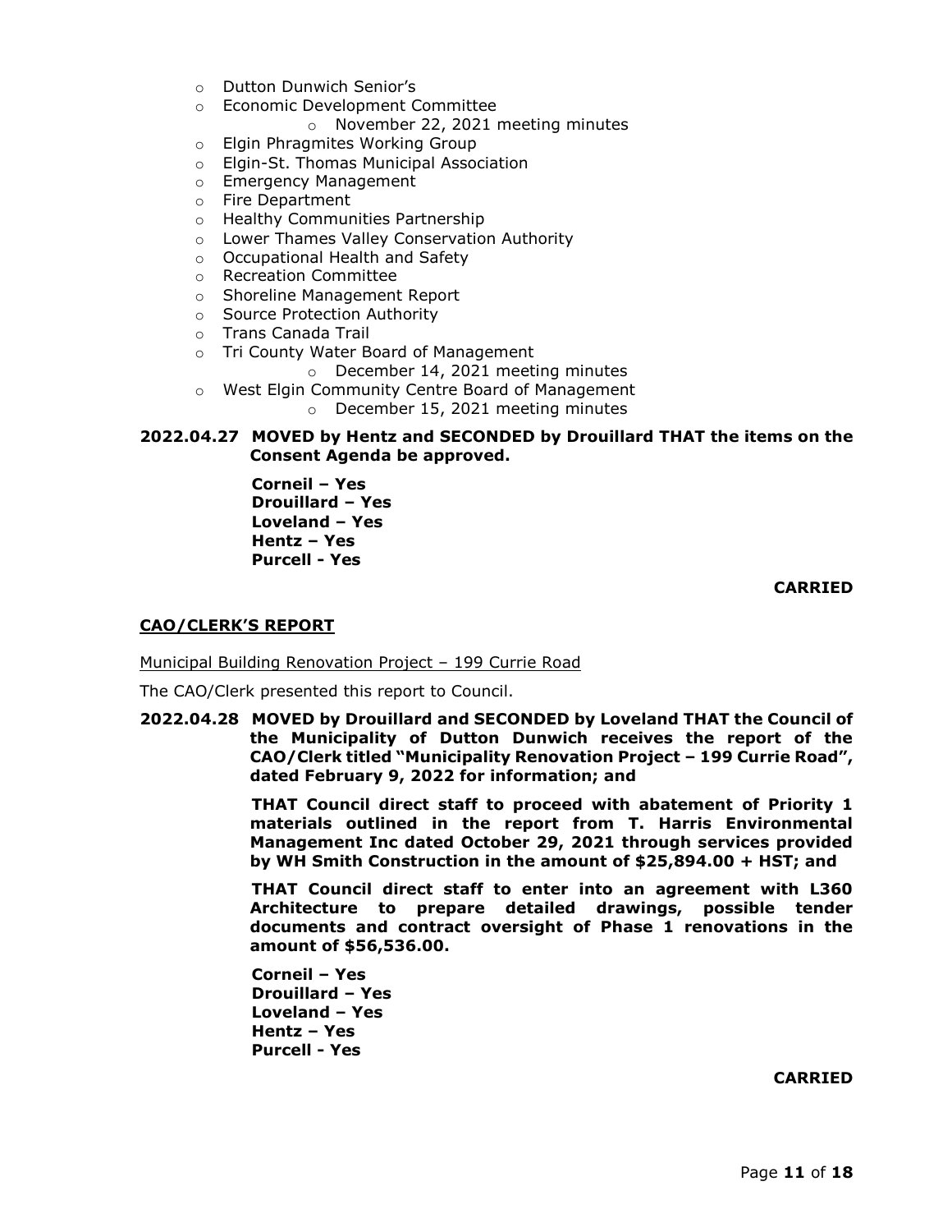- Dutton Dunwich Senior's
- Economic Development Committee
  - November 22, 2021 meeting minutes
- Elgin Phragmites Working Group
- Elgin-St. Thomas Municipal Association
- Emergency Management
- Fire Department
- Healthy Communities Partnership
- Lower Thames Valley Conservation Authority
- Occupational Health and Safety
- Recreation Committee
- Shoreline Management Report
- Source Protection Authority
- Trans Canada Trail
- Tri County Water Board of Management
  - December 14, 2021 meeting minutes
- West Elgin Community Centre Board of Management
  - December 15, 2021 meeting minutes

**2022.04.27 MOVED by Hentz and SECONDED by Drouillard THAT the items on the Consent Agenda be approved.**

**Corneil – Yes**
**Drouillard – Yes**
**Loveland – Yes**
**Hentz – Yes**
**Purcell - Yes**

**CARRIED**

**CAO/CLERK'S REPORT**

Municipal Building Renovation Project – 199 Currie Road

The CAO/Clerk presented this report to Council.

**2022.04.28 MOVED by Drouillard and SECONDED by Loveland THAT the Council of the Municipality of Dutton Dunwich receives the report of the CAO/Clerk titled "Municipality Renovation Project – 199 Currie Road", dated February 9, 2022 for information; and**

**THAT Council direct staff to proceed with abatement of Priority 1 materials outlined in the report from T. Harris Environmental Management Inc dated October 29, 2021 through services provided by WH Smith Construction in the amount of $25,894.00 + HST; and**

**THAT Council direct staff to enter into an agreement with L360 Architecture to prepare detailed drawings, possible tender documents and contract oversight of Phase 1 renovations in the amount of $56,536.00.**

**Corneil – Yes**
**Drouillard – Yes**
**Loveland – Yes**
**Hentz – Yes**
**Purcell - Yes**

**CARRIED**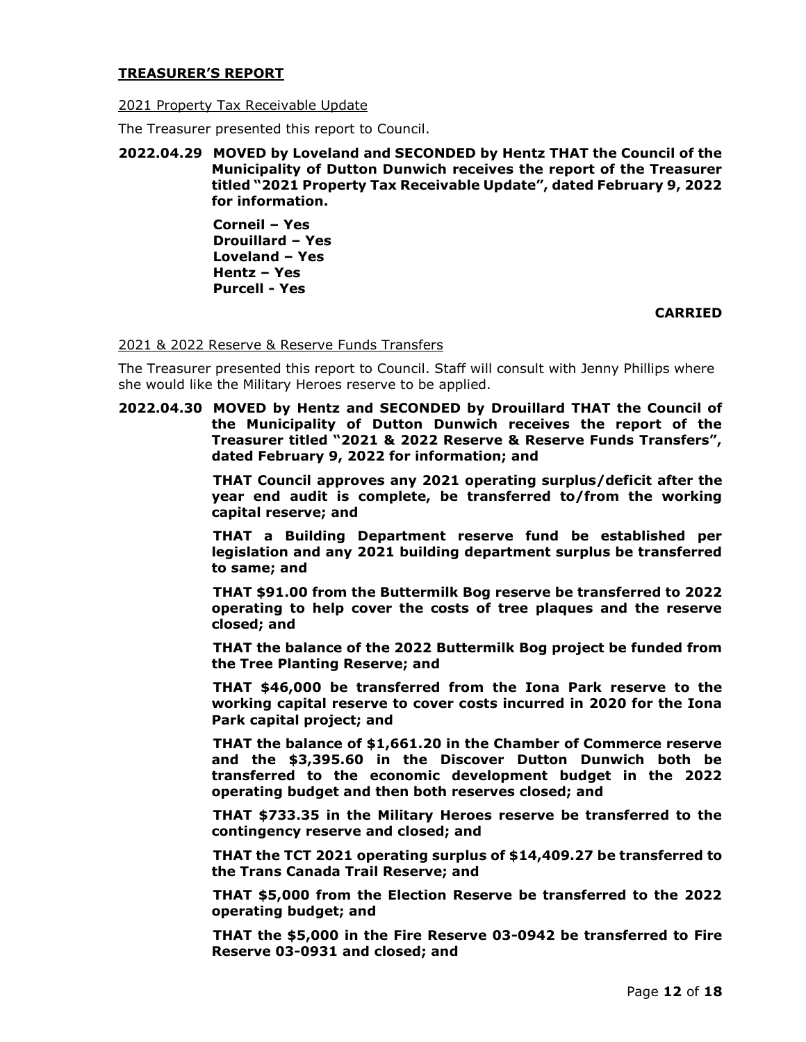## TREASURER'S REPORT

2021 Property Tax Receivable Update

The Treasurer presented this report to Council.

**2022.04.29 MOVED by Loveland and SECONDED by Hentz THAT the Council of the Municipality of Dutton Dunwich receives the report of the Treasurer titled "2021 Property Tax Receivable Update", dated February 9, 2022 for information.**

**Corneil – Yes**
**Drouillard – Yes**
**Loveland – Yes**
**Hentz – Yes**
**Purcell - Yes**

**CARRIED**

2021 & 2022 Reserve & Reserve Funds Transfers

The Treasurer presented this report to Council. Staff will consult with Jenny Phillips where she would like the Military Heroes reserve to be applied.

**2022.04.30 MOVED by Hentz and SECONDED by Drouillard THAT the Council of the Municipality of Dutton Dunwich receives the report of the Treasurer titled "2021 & 2022 Reserve & Reserve Funds Transfers", dated February 9, 2022 for information; and**

**THAT Council approves any 2021 operating surplus/deficit after the year end audit is complete, be transferred to/from the working capital reserve; and**

**THAT a Building Department reserve fund be established per legislation and any 2021 building department surplus be transferred to same; and**

**THAT $91.00 from the Buttermilk Bog reserve be transferred to 2022 operating to help cover the costs of tree plaques and the reserve closed; and**

**THAT the balance of the 2022 Buttermilk Bog project be funded from the Tree Planting Reserve; and**

**THAT $46,000 be transferred from the Iona Park reserve to the working capital reserve to cover costs incurred in 2020 for the Iona Park capital project; and**

**THAT the balance of $1,661.20 in the Chamber of Commerce reserve and the $3,395.60 in the Discover Dutton Dunwich both be transferred to the economic development budget in the 2022 operating budget and then both reserves closed; and**

**THAT $733.35 in the Military Heroes reserve be transferred to the contingency reserve and closed; and**

**THAT the TCT 2021 operating surplus of $14,409.27 be transferred to the Trans Canada Trail Reserve; and**

**THAT $5,000 from the Election Reserve be transferred to the 2022 operating budget; and**

**THAT the $5,000 in the Fire Reserve 03-0942 be transferred to Fire Reserve 03-0931 and closed; and**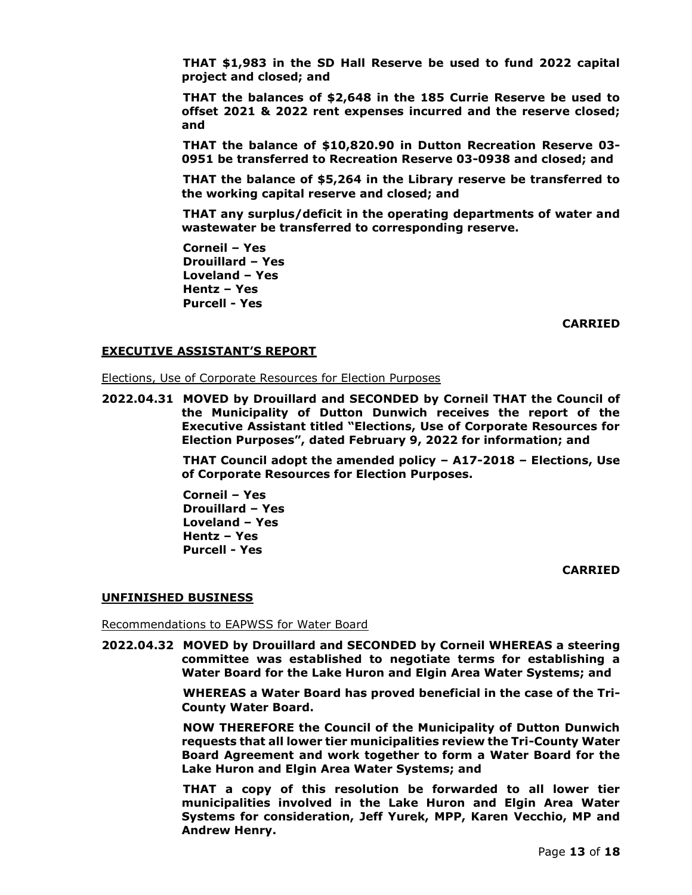**THAT $1,983 in the SD Hall Reserve be used to fund 2022 capital project and closed; and**

**THAT the balances of $2,648 in the 185 Currie Reserve be used to offset 2021 & 2022 rent expenses incurred and the reserve closed; and**

**THAT the balance of $10,820.90 in Dutton Recreation Reserve 03-0951 be transferred to Recreation Reserve 03-0938 and closed; and**

**THAT the balance of $5,264 in the Library reserve be transferred to the working capital reserve and closed; and**

**THAT any surplus/deficit in the operating departments of water and wastewater be transferred to corresponding reserve.**

**Corneil – Yes**
**Drouillard – Yes**
**Loveland – Yes**
**Hentz – Yes**
**Purcell - Yes**

**CARRIED**

## EXECUTIVE ASSISTANT'S REPORT

Elections, Use of Corporate Resources for Election Purposes

**2022.04.31 MOVED by Drouillard and SECONDED by Corneil THAT the Council of the Municipality of Dutton Dunwich receives the report of the Executive Assistant titled "Elections, Use of Corporate Resources for Election Purposes", dated February 9, 2022 for information; and**

**THAT Council adopt the amended policy – A17-2018 – Elections, Use of Corporate Resources for Election Purposes.**

**Corneil – Yes**
**Drouillard – Yes**
**Loveland – Yes**
**Hentz – Yes**
**Purcell - Yes**

**CARRIED**

## UNFINISHED BUSINESS

Recommendations to EAPWSS for Water Board

**2022.04.32 MOVED by Drouillard and SECONDED by Corneil WHEREAS a steering committee was established to negotiate terms for establishing a Water Board for the Lake Huron and Elgin Area Water Systems; and**

**WHEREAS a Water Board has proved beneficial in the case of the Tri-County Water Board.**

**NOW THEREFORE the Council of the Municipality of Dutton Dunwich requests that all lower tier municipalities review the Tri-County Water Board Agreement and work together to form a Water Board for the Lake Huron and Elgin Area Water Systems; and**

**THAT a copy of this resolution be forwarded to all lower tier municipalities involved in the Lake Huron and Elgin Area Water Systems for consideration, Jeff Yurek, MPP, Karen Vecchio, MP and Andrew Henry.**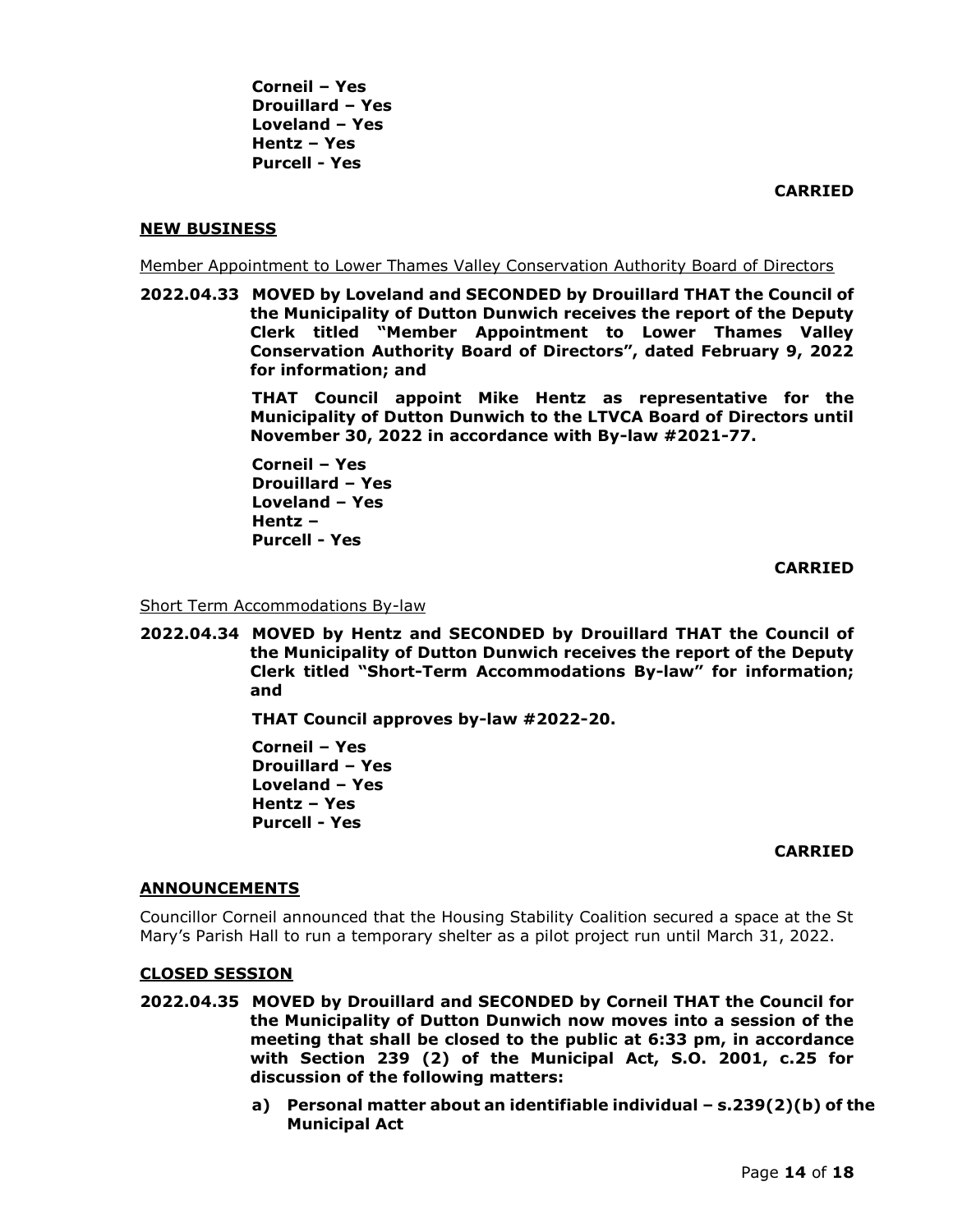**Corneil – Yes**
**Drouillard – Yes**
**Loveland – Yes**
**Hentz – Yes**
**Purcell - Yes**

**CARRIED**

## NEW BUSINESS

Member Appointment to Lower Thames Valley Conservation Authority Board of Directors

**2022.04.33 MOVED by Loveland and SECONDED by Drouillard THAT the Council of the Municipality of Dutton Dunwich receives the report of the Deputy Clerk titled "Member Appointment to Lower Thames Valley Conservation Authority Board of Directors", dated February 9, 2022 for information; and**

**THAT Council appoint Mike Hentz as representative for the Municipality of Dutton Dunwich to the LTVCA Board of Directors until November 30, 2022 in accordance with By-law #2021-77.**

**Corneil – Yes**
**Drouillard – Yes**
**Loveland – Yes**
**Hentz –**
**Purcell - Yes**

**CARRIED**

Short Term Accommodations By-law

**2022.04.34 MOVED by Hentz and SECONDED by Drouillard THAT the Council of the Municipality of Dutton Dunwich receives the report of the Deputy Clerk titled "Short-Term Accommodations By-law" for information; and**

**THAT Council approves by-law #2022-20.**

**Corneil – Yes**
**Drouillard – Yes**
**Loveland – Yes**
**Hentz – Yes**
**Purcell - Yes**

**CARRIED**

## ANNOUNCEMENTS

Councillor Corneil announced that the Housing Stability Coalition secured a space at the St Mary's Parish Hall to run a temporary shelter as a pilot project run until March 31, 2022.

## CLOSED SESSION

**2022.04.35 MOVED by Drouillard and SECONDED by Corneil THAT the Council for the Municipality of Dutton Dunwich now moves into a session of the meeting that shall be closed to the public at 6:33 pm, in accordance with Section 239 (2) of the Municipal Act, S.O. 2001, c.25 for discussion of the following matters:**

**a) Personal matter about an identifiable individual – s.239(2)(b) of the Municipal Act**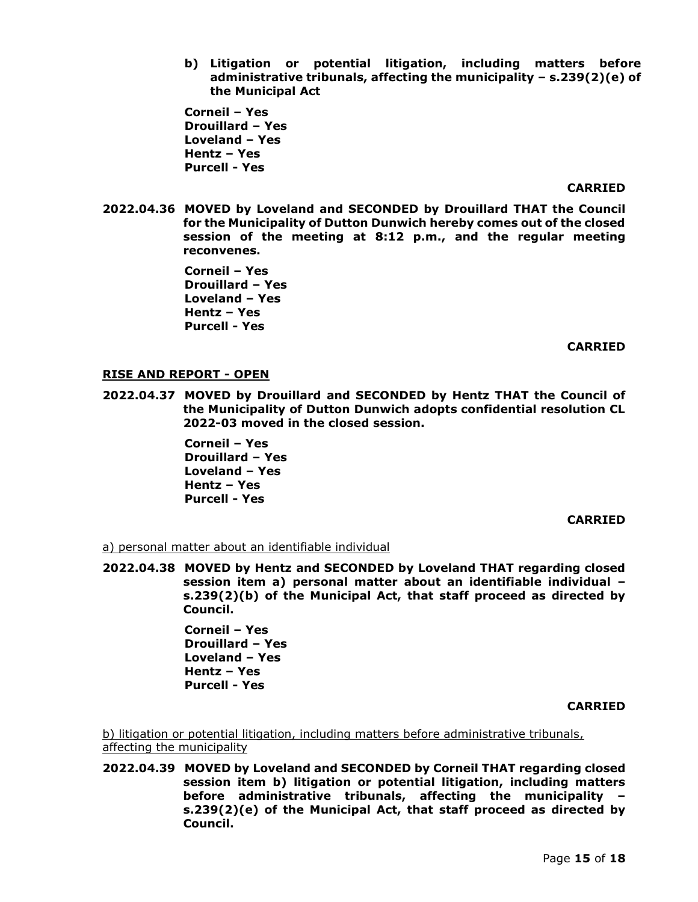**b) Litigation or potential litigation, including matters before administrative tribunals, affecting the municipality – s.239(2)(e) of the Municipal Act**

**Corneil – Yes**
**Drouillard – Yes**
**Loveland – Yes**
**Hentz – Yes**
**Purcell - Yes**

**CARRIED**

**2022.04.36 MOVED by Loveland and SECONDED by Drouillard THAT the Council for the Municipality of Dutton Dunwich hereby comes out of the closed session of the meeting at 8:12 p.m., and the regular meeting reconvenes.**

**Corneil – Yes**
**Drouillard – Yes**
**Loveland – Yes**
**Hentz – Yes**
**Purcell - Yes**

**CARRIED**

**RISE AND REPORT - OPEN**

**2022.04.37 MOVED by Drouillard and SECONDED by Hentz THAT the Council of the Municipality of Dutton Dunwich adopts confidential resolution CL 2022-03 moved in the closed session.**

**Corneil – Yes**
**Drouillard – Yes**
**Loveland – Yes**
**Hentz – Yes**
**Purcell - Yes**

**CARRIED**

a) personal matter about an identifiable individual

**2022.04.38 MOVED by Hentz and SECONDED by Loveland THAT regarding closed session item a) personal matter about an identifiable individual – s.239(2)(b) of the Municipal Act, that staff proceed as directed by Council.**

**Corneil – Yes**
**Drouillard – Yes**
**Loveland – Yes**
**Hentz – Yes**
**Purcell - Yes**

**CARRIED**

b) litigation or potential litigation, including matters before administrative tribunals, affecting the municipality

**2022.04.39 MOVED by Loveland and SECONDED by Corneil THAT regarding closed session item b) litigation or potential litigation, including matters before administrative tribunals, affecting the municipality – s.239(2)(e) of the Municipal Act, that staff proceed as directed by Council.**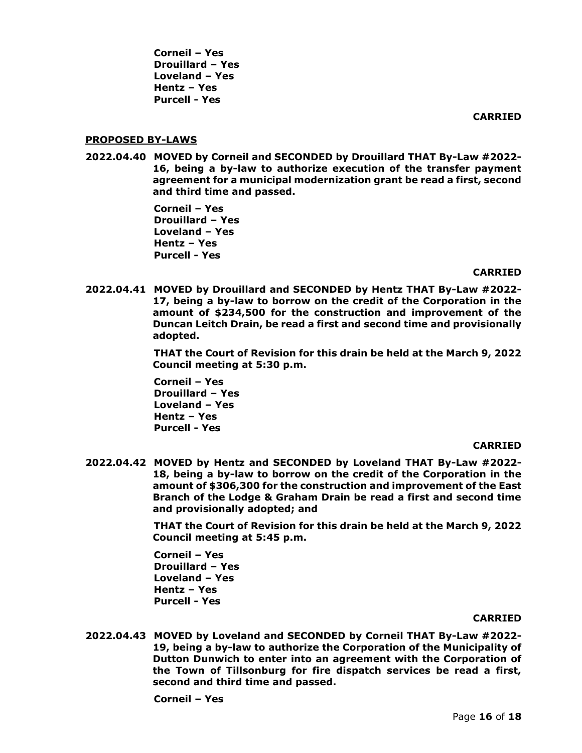**Corneil – Yes**
**Drouillard – Yes**
**Loveland – Yes**
**Hentz – Yes**
**Purcell - Yes**

**CARRIED**

**PROPOSED BY-LAWS**

**2022.04.40 MOVED by Corneil and SECONDED by Drouillard THAT By-Law #2022-16, being a by-law to authorize execution of the transfer payment agreement for a municipal modernization grant be read a first, second and third time and passed.**

**Corneil – Yes**
**Drouillard – Yes**
**Loveland – Yes**
**Hentz – Yes**
**Purcell - Yes**

**CARRIED**

**2022.04.41 MOVED by Drouillard and SECONDED by Hentz THAT By-Law #2022-17, being a by-law to borrow on the credit of the Corporation in the amount of $234,500 for the construction and improvement of the Duncan Leitch Drain, be read a first and second time and provisionally adopted.**

**THAT the Court of Revision for this drain be held at the March 9, 2022 Council meeting at 5:30 p.m.**

**Corneil – Yes**
**Drouillard – Yes**
**Loveland – Yes**
**Hentz – Yes**
**Purcell - Yes**

**CARRIED**

**2022.04.42 MOVED by Hentz and SECONDED by Loveland THAT By-Law #2022-18, being a by-law to borrow on the credit of the Corporation in the amount of $306,300 for the construction and improvement of the East Branch of the Lodge & Graham Drain be read a first and second time and provisionally adopted; and**

**THAT the Court of Revision for this drain be held at the March 9, 2022 Council meeting at 5:45 p.m.**

**Corneil – Yes**
**Drouillard – Yes**
**Loveland – Yes**
**Hentz – Yes**
**Purcell - Yes**

**CARRIED**

**2022.04.43 MOVED by Loveland and SECONDED by Corneil THAT By-Law #2022-19, being a by-law to authorize the Corporation of the Municipality of Dutton Dunwich to enter into an agreement with the Corporation of the Town of Tillsonburg for fire dispatch services be read a first, second and third time and passed.**

**Corneil – Yes**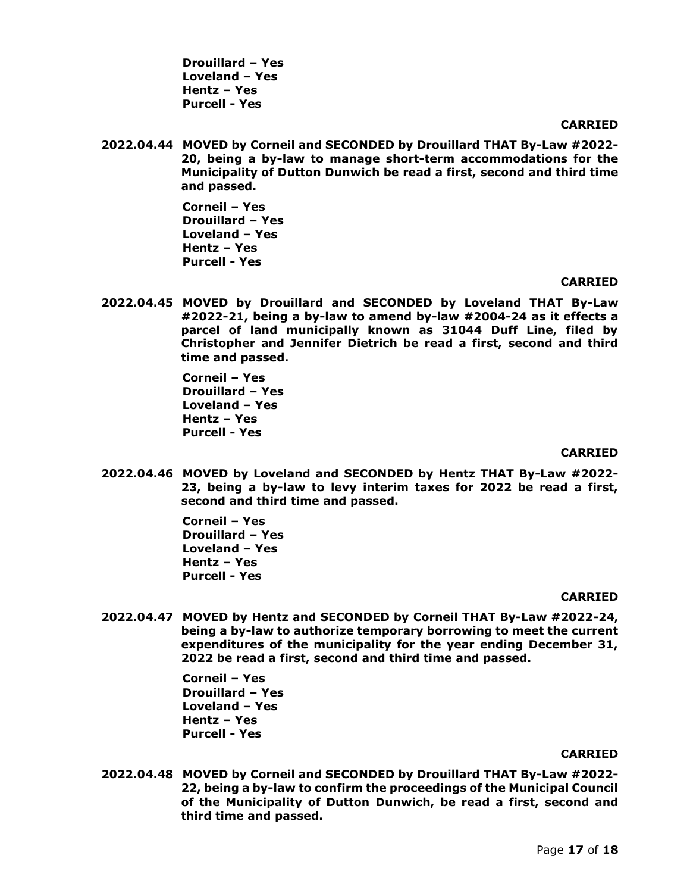**Drouillard – Yes**
**Loveland – Yes**
**Hentz – Yes**
**Purcell - Yes**

**CARRIED**

**2022.04.44 MOVED by Corneil and SECONDED by Drouillard THAT By-Law #2022-20, being a by-law to manage short-term accommodations for the Municipality of Dutton Dunwich be read a first, second and third time and passed.**

**Corneil – Yes**
**Drouillard – Yes**
**Loveland – Yes**
**Hentz – Yes**
**Purcell - Yes**

**CARRIED**

**2022.04.45 MOVED by Drouillard and SECONDED by Loveland THAT By-Law #2022-21, being a by-law to amend by-law #2004-24 as it effects a parcel of land municipally known as 31044 Duff Line, filed by Christopher and Jennifer Dietrich be read a first, second and third time and passed.**

**Corneil – Yes**
**Drouillard – Yes**
**Loveland – Yes**
**Hentz – Yes**
**Purcell - Yes**

**CARRIED**

**2022.04.46 MOVED by Loveland and SECONDED by Hentz THAT By-Law #2022-23, being a by-law to levy interim taxes for 2022 be read a first, second and third time and passed.**

**Corneil – Yes**
**Drouillard – Yes**
**Loveland – Yes**
**Hentz – Yes**
**Purcell - Yes**

**CARRIED**

**2022.04.47 MOVED by Hentz and SECONDED by Corneil THAT By-Law #2022-24, being a by-law to authorize temporary borrowing to meet the current expenditures of the municipality for the year ending December 31, 2022 be read a first, second and third time and passed.**

**Corneil – Yes**
**Drouillard – Yes**
**Loveland – Yes**
**Hentz – Yes**
**Purcell - Yes**

**CARRIED**

**2022.04.48 MOVED by Corneil and SECONDED by Drouillard THAT By-Law #2022-22, being a by-law to confirm the proceedings of the Municipal Council of the Municipality of Dutton Dunwich, be read a first, second and third time and passed.**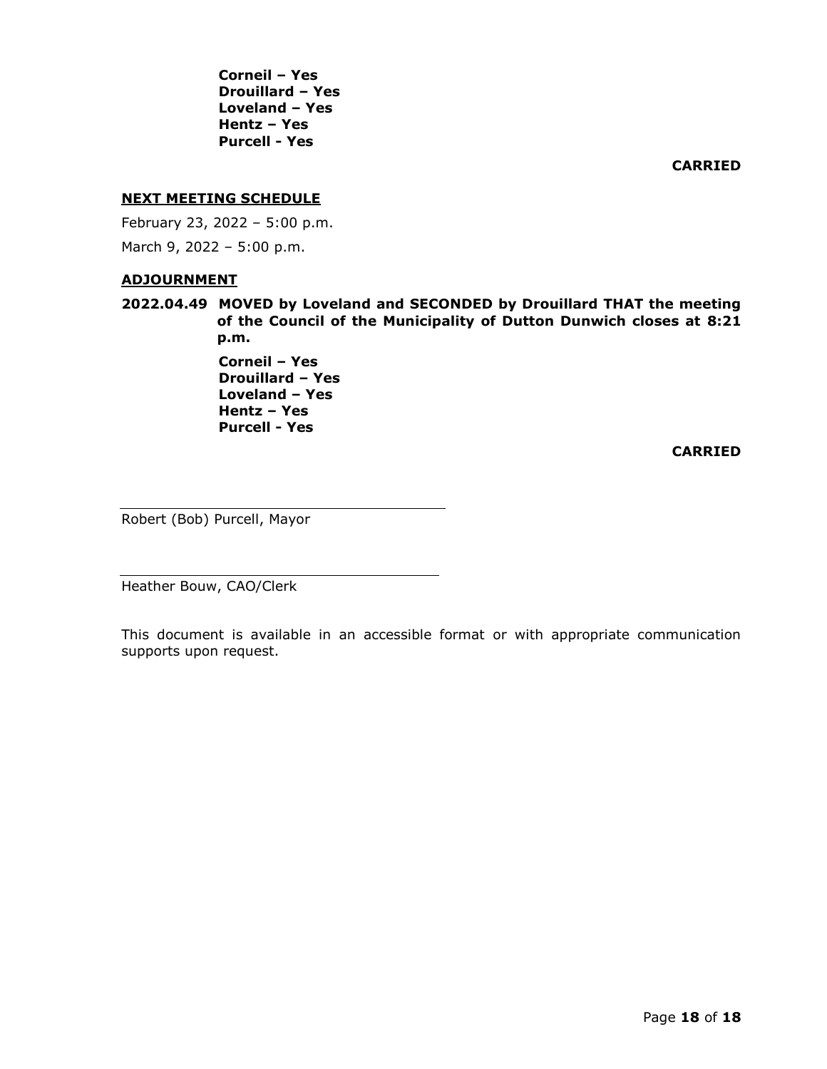**Corneil – Yes**
**Drouillard – Yes**
**Loveland – Yes**
**Hentz – Yes**
**Purcell - Yes**

**CARRIED**

## NEXT MEETING SCHEDULE

February 23, 2022 – 5:00 p.m.

March 9, 2022 – 5:00 p.m.

## ADJOURNMENT

**2022.04.49 MOVED by Loveland and SECONDED by Drouillard THAT the meeting of the Council of the Municipality of Dutton Dunwich closes at 8:21 p.m.**

**Corneil – Yes**
**Drouillard – Yes**
**Loveland – Yes**
**Hentz – Yes**
**Purcell - Yes**

**CARRIED**

Robert (Bob) Purcell, Mayor

Heather Bouw, CAO/Clerk

This document is available in an accessible format or with appropriate communication supports upon request.